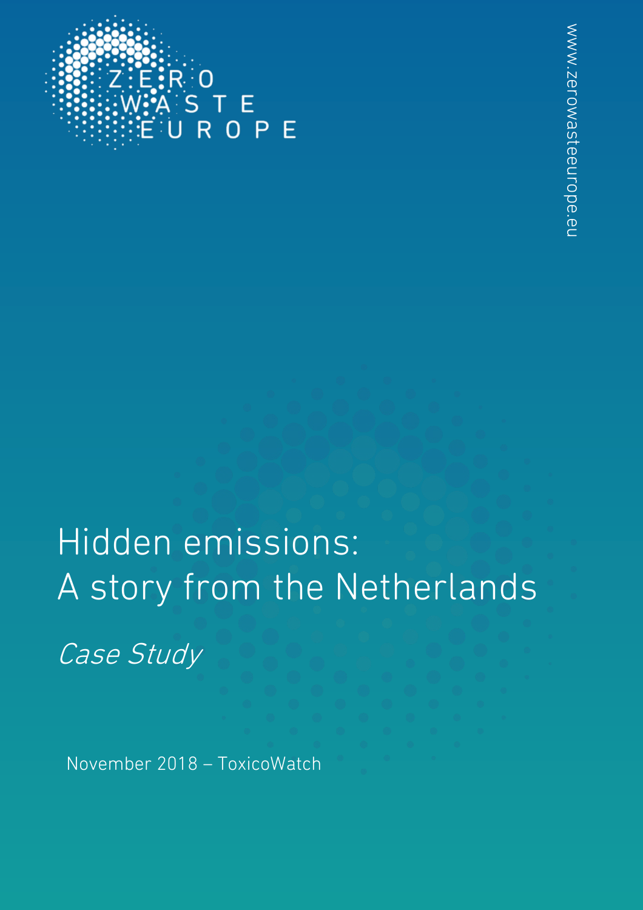ZERO WASTE EUROPE

www.zerowasteeurope.eu

# Hidden emissions: A story from the Netherlands

*Case Study*

November 2018 – ToxicoWatch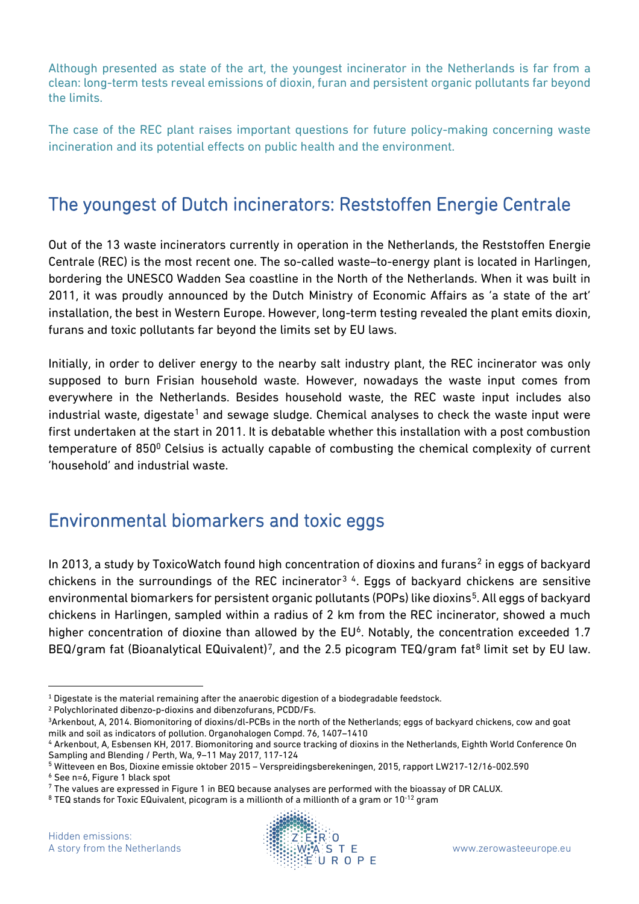Although presented as state of the art, the youngest incinerator in the Netherlands is far from a clean: long-term tests reveal emissions of dioxin, furan and persistent organic pollutants far beyond the limits.

The case of the REC plant raises important questions for future policy-making concerning waste incineration and its potential effects on public health and the environment.

## The youngest of Dutch incinerators: Reststoffen Energie Centrale

Out of the 13 waste incinerators currently in operation in the Netherlands, the Reststoffen Energie Centrale (REC) is the most recent one. The so-called waste–to-energy plant is located in Harlingen, bordering the UNESCO Wadden Sea coastline in the North of the Netherlands. When it was built in 2011, it was proudly announced by the Dutch Ministry of Economic Affairs as 'a state of the art' installation, the best in Western Europe. However, long-term testing revealed the plant emits dioxin, furans and toxic pollutants far beyond the limits set by EU laws.

Initially, in order to deliver energy to the nearby salt industry plant, the REC incinerator was only supposed to burn Frisian household waste. However, nowadays the waste input comes from everywhere in the Netherlands. Besides household waste, the REC waste input includes also industrial waste, digestate[1] and sewage sludge. Chemical analyses to check the waste input were first undertaken at the start in 2011. It is debatable whether this installation with a post combustion temperature of $850^0$ Celsius is actually capable of combusting the chemical complexity of current 'household' and industrial waste.

## Environmental biomarkers and toxic eggs

In 2013, a study by ToxicoWatch found high concentration of dioxins and furans[2] in eggs of backyard chickens in the surroundings of the REC incinerator[3] [4]. Eggs of backyard chickens are sensitive environmental biomarkers for persistent organic pollutants (POPs) like dioxins[5]. All eggs of backyard chickens in Harlingen, sampled within a radius of 2 km from the REC incinerator, showed a much higher concentration of dioxine than allowed by the EU[6]. Notably, the concentration exceeded 1.7 BEQ/gram fat (Bioanalytical EQuivalent)[7], and the 2.5 picogram TEQ/gram fat[8] limit set by EU law.

---

[1] Digestate is the material remaining after the anaerobic digestion of a biodegradable feedstock.

[2] Polychlorinated dibenzo-p-dioxins and dibenzofurans, PCDD/Fs.

[3] Arkenbout, A, 2014. Biomonitoring of dioxins/dl-PCBs in the north of the Netherlands; eggs of backyard chickens, cow and goat milk and soil as indicators of pollution. Organohalogen Compd. 76, 1407–1410

[4] Arkenbout, A, Esbensen KH, 2017. Biomonitoring and source tracking of dioxins in the Netherlands, Eighth World Conference On Sampling and Blending / Perth, Wa, 9–11 May 2017, 117-124

[5] Witteveen en Bos, Dioxine emissie oktober 2015 – Verspreidingsberekeningen, 2015, rapport LW217-12/16-002.590

[6] See n=6, Figure 1 black spot

[7] The values are expressed in Figure 1 in BEQ because analyses are performed with the bioassay of DR CALUX.

[8] TEQ stands for Toxic EQuivalent, picogram is a millionth of a millionth of a gram or $10^{-12}$ gram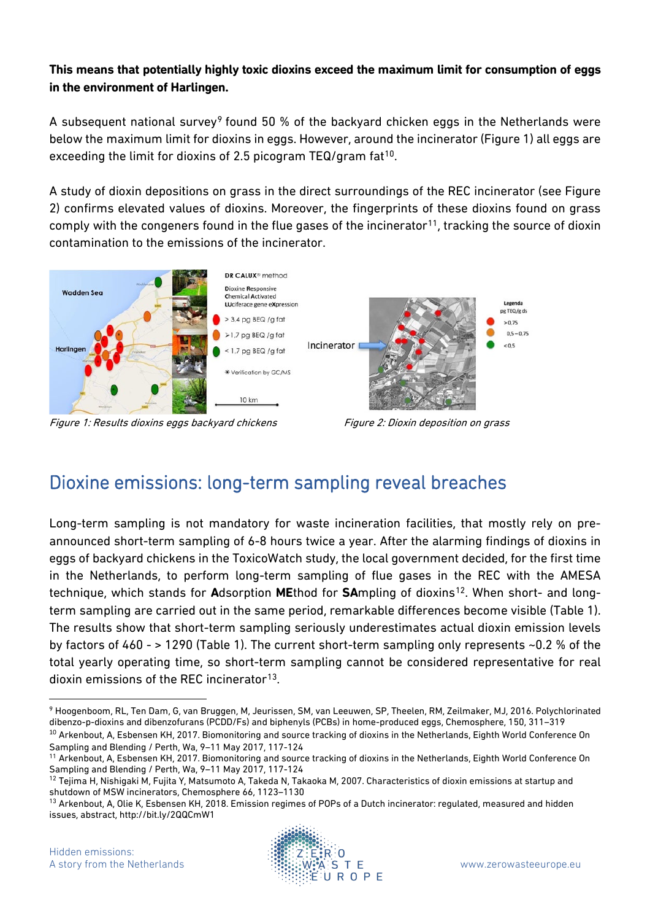**This means that potentially highly toxic dioxins exceed the maximum limit for consumption of eggs in the environment of Harlingen.**

A subsequent national survey[9] found 50 % of the backyard chicken eggs in the Netherlands were below the maximum limit for dioxins in eggs. However, around the incinerator (Figure 1) all eggs are exceeding the limit for dioxins of 2.5 picogram TEQ/gram fat[10].

A study of dioxin depositions on grass in the direct surroundings of the REC incinerator (see Figure 2) confirms elevated values of dioxins. Moreover, the fingerprints of these dioxins found on grass comply with the congeners found in the flue gases of the incinerator[11], tracking the source of dioxin contamination to the emissions of the incinerator.

*Figure 1: Results dioxins eggs backyard chickens*

*Figure 2: Dioxin deposition on grass*

## Dioxine emissions: long-term sampling reveal breaches

Long-term sampling is not mandatory for waste incineration facilities, that mostly rely on pre-announced short-term sampling of 6-8 hours twice a year. After the alarming findings of dioxins in eggs of backyard chickens in the ToxicoWatch study, the local government decided, for the first time in the Netherlands, to perform long-term sampling of flue gases in the REC with the AMESA technique, which stands for **A**dsorption **ME**thod for **SA**mpling of dioxins[12]. When short- and long-term sampling are carried out in the same period, remarkable differences become visible (Table 1). The results show that short-term sampling seriously underestimates actual dioxin emission levels by factors of 460 - > 1290 (Table 1). The current short-term sampling only represents ~0.2 % of the total yearly operating time, so short-term sampling cannot be considered representative for real dioxin emissions of the REC incinerator[13].

---

[9] Hoogenboom, RL, Ten Dam, G, van Bruggen, M, Jeurissen, SM, van Leeuwen, SP, Theelen, RM, Zeilmaker, MJ, 2016. Polychlorinated dibenzo-p-dioxins and dibenzofurans (PCDD/Fs) and biphenyls (PCBs) in home-produced eggs, Chemosphere, 150, 311–319

[10] Arkenbout, A, Esbensen KH, 2017. Biomonitoring and source tracking of dioxins in the Netherlands, Eighth World Conference On Sampling and Blending / Perth, Wa, 9–11 May 2017, 117-124

[11] Arkenbout, A, Esbensen KH, 2017. Biomonitoring and source tracking of dioxins in the Netherlands, Eighth World Conference On Sampling and Blending / Perth, Wa, 9–11 May 2017, 117-124

[12] Tejima H, Nishigaki M, Fujita Y, Matsumoto A, Takeda N, Takaoka M, 2007. Characteristics of dioxin emissions at startup and shutdown of MSW incinerators, Chemosphere 66, 1123–1130

[13] Arkenbout, A, Olie K, Esbensen KH, 2018. Emission regimes of POPs of a Dutch incinerator: regulated, measured and hidden issues, abstract, http://bit.ly/2QQCmW1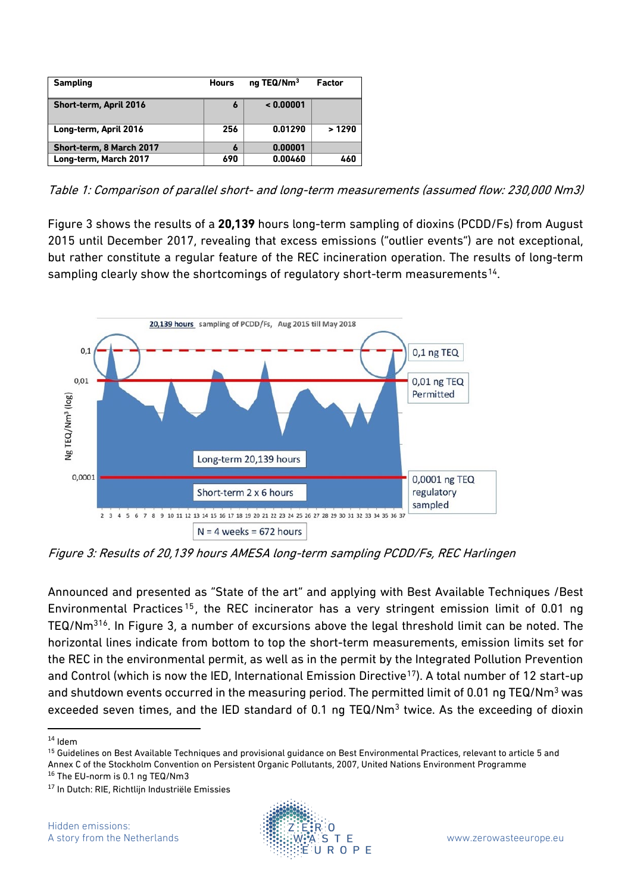| Sampling | Hours | ng TEQ/Nm³ | Factor |
|---|---|---|---|
| Short-term, April 2016 | 6 | < 0.00001 | |
| Long-term, April 2016 | 256 | 0.01290 | > 1290 |
| Short-term, 8 March 2017 | 6 | 0.00001 | |
| Long-term, March 2017 | 690 | 0.00460 | 460 |

*Table 1: Comparison of parallel short- and long-term measurements (assumed flow: 230,000 Nm3)*

Figure 3 shows the results of a **20,139** hours long-term sampling of dioxins (PCDD/Fs) from August 2015 until December 2017, revealing that excess emissions ("outlier events") are not exceptional, but rather constitute a regular feature of the REC incineration operation. The results of long-term sampling clearly show the shortcomings of regulatory short-term measurements[14].

*Figure 3: Results of 20,139 hours AMESA long-term sampling PCDD/Fs, REC Harlingen*

Announced and presented as "State of the art" and applying with Best Available Techniques /Best Environmental Practices[15], the REC incinerator has a very stringent emission limit of 0.01 ng TEQ/Nm³[16]. In Figure 3, a number of excursions above the legal threshold limit can be noted. The horizontal lines indicate from bottom to top the short-term measurements, emission limits set for the REC in the environmental permit, as well as in the permit by the Integrated Pollution Prevention and Control (which is now the IED, International Emission Directive[17]). A total number of 12 start-up and shutdown events occurred in the measuring period. The permitted limit of 0.01 ng TEQ/Nm³ was exceeded seven times, and the IED standard of 0.1 ng TEQ/Nm³ twice. As the exceeding of dioxin

[14] Idem

[15] Guidelines on Best Available Techniques and provisional guidance on Best Environmental Practices, relevant to article 5 and Annex C of the Stockholm Convention on Persistent Organic Pollutants, 2007, United Nations Environment Programme

[16] The EU-norm is 0.1 ng TEQ/Nm3

[17] In Dutch: RIE, Richtlijn Industriële Emissies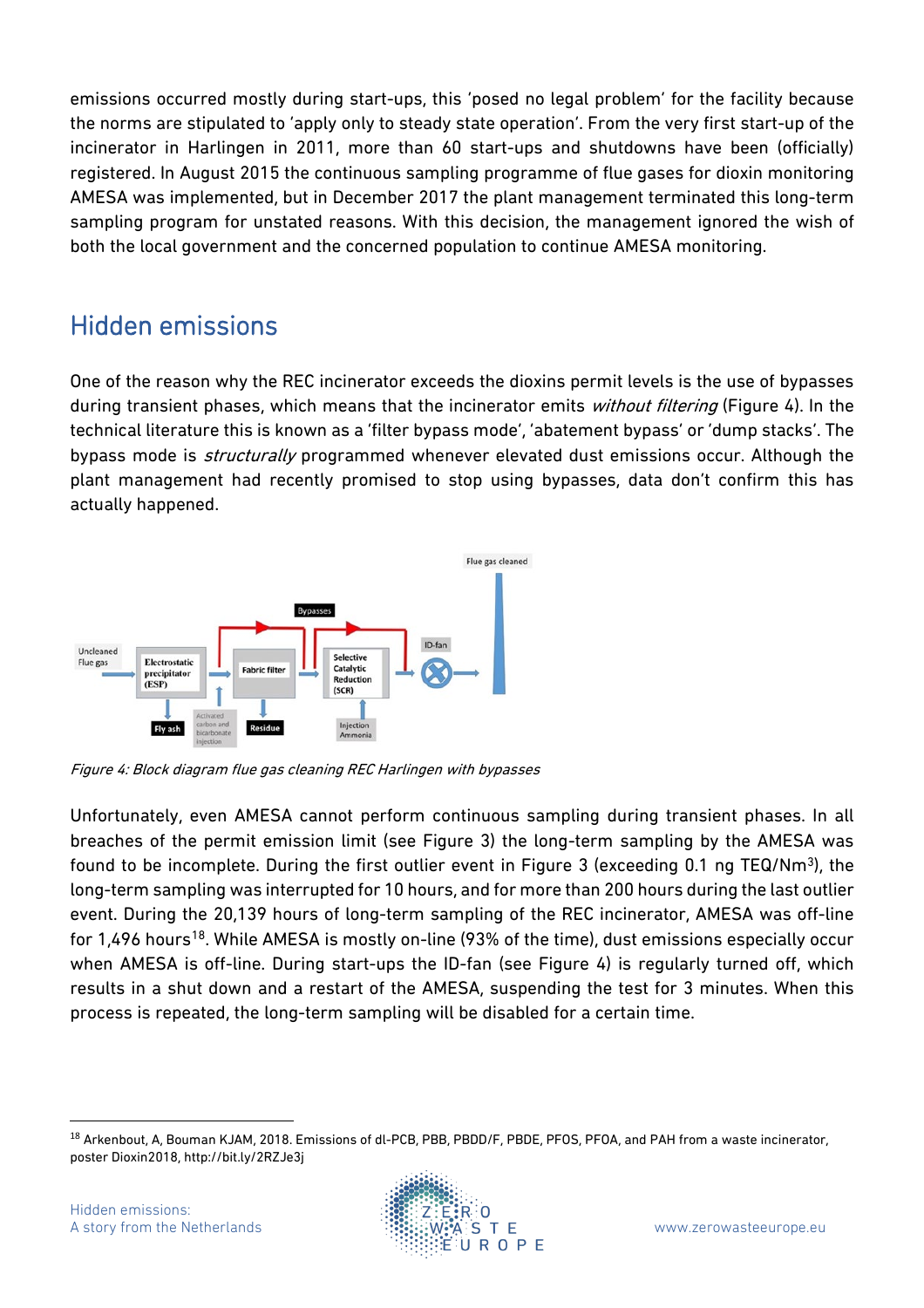emissions occurred mostly during start-ups, this 'posed no legal problem' for the facility because the norms are stipulated to 'apply only to steady state operation'. From the very first start-up of the incinerator in Harlingen in 2011, more than 60 start-ups and shutdowns have been (officially) registered. In August 2015 the continuous sampling programme of flue gases for dioxin monitoring AMESA was implemented, but in December 2017 the plant management terminated this long-term sampling program for unstated reasons. With this decision, the management ignored the wish of both the local government and the concerned population to continue AMESA monitoring.

## Hidden emissions

One of the reason why the REC incinerator exceeds the dioxins permit levels is the use of bypasses during transient phases, which means that the incinerator emits *without filtering* (Figure 4). In the technical literature this is known as a 'filter bypass mode', 'abatement bypass' or 'dump stacks'. The bypass mode is *structurally* programmed whenever elevated dust emissions occur. Although the plant management had recently promised to stop using bypasses, data don't confirm this has actually happened.

*Figure 4: Block diagram flue gas cleaning REC Harlingen with bypasses*

Unfortunately, even AMESA cannot perform continuous sampling during transient phases. In all breaches of the permit emission limit (see Figure 3) the long-term sampling by the AMESA was found to be incomplete. During the first outlier event in Figure 3 (exceeding 0.1 ng TEQ/Nm$^3$), the long-term sampling was interrupted for 10 hours, and for more than 200 hours during the last outlier event. During the 20,139 hours of long-term sampling of the REC incinerator, AMESA was off-line for 1,496 hours[18]. While AMESA is mostly on-line (93% of the time), dust emissions especially occur when AMESA is off-line. During start-ups the ID-fan (see Figure 4) is regularly turned off, which results in a shut down and a restart of the AMESA, suspending the test for 3 minutes. When this process is repeated, the long-term sampling will be disabled for a certain time.

[18] Arkenbout, A, Bouman KJAM, 2018. Emissions of dl-PCB, PBB, PBDD/F, PBDE, PFOS, PFOA, and PAH from a waste incinerator, poster Dioxin2018, http://bit.ly/2RZJe3j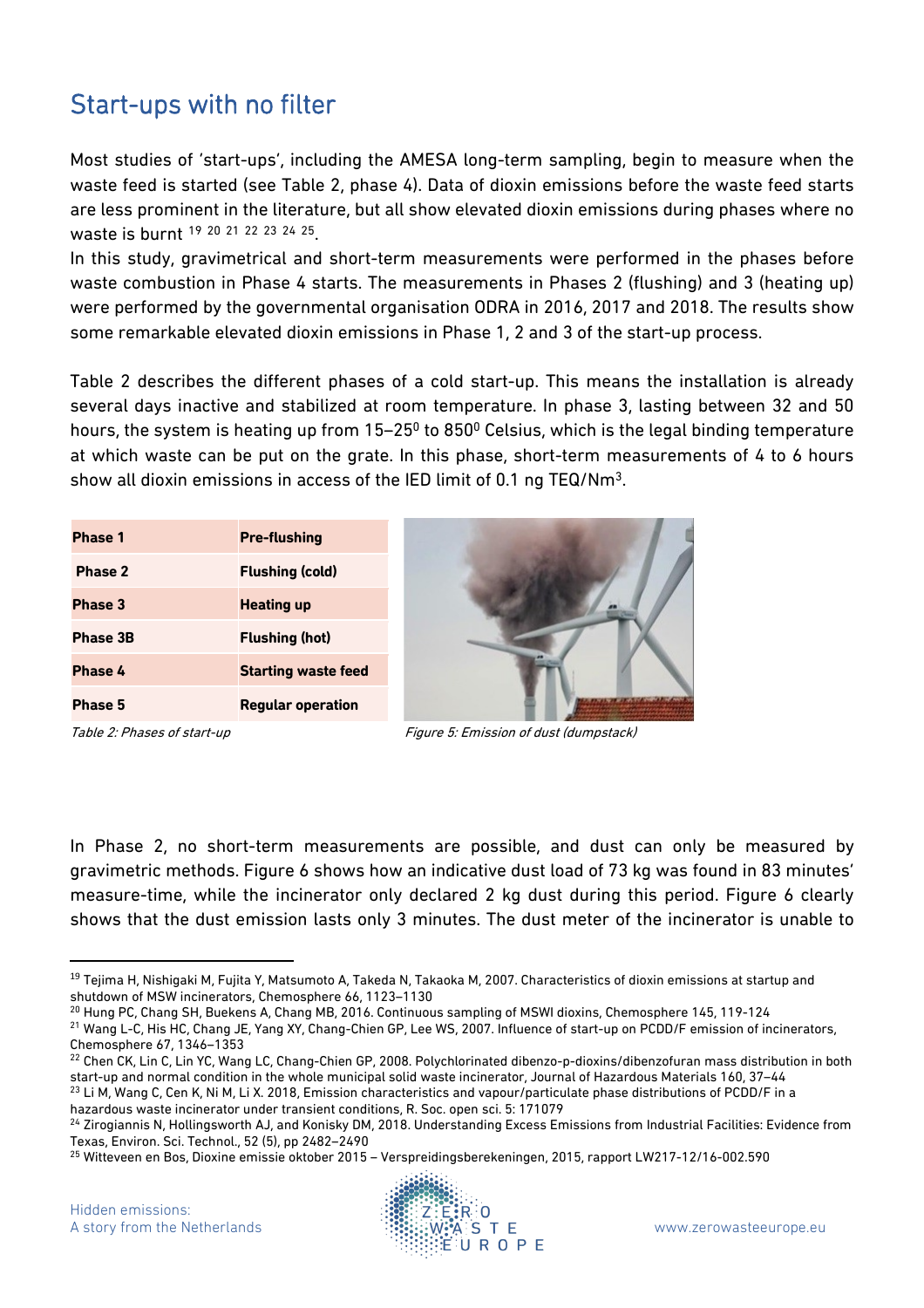## Start-ups with no filter

Most studies of 'start-ups', including the AMESA long-term sampling, begin to measure when the waste feed is started (see Table 2, phase 4). Data of dioxin emissions before the waste feed starts are less prominent in the literature, but all show elevated dioxin emissions during phases where no waste is burnt [19] [20] [21] [22] [23] [24] [25].

In this study, gravimetrical and short-term measurements were performed in the phases before waste combustion in Phase 4 starts. The measurements in Phases 2 (flushing) and 3 (heating up) were performed by the governmental organisation ODRA in 2016, 2017 and 2018. The results show some remarkable elevated dioxin emissions in Phase 1, 2 and 3 of the start-up process.

Table 2 describes the different phases of a cold start-up. This means the installation is already several days inactive and stabilized at room temperature. In phase 3, lasting between 32 and 50 hours, the system is heating up from 15–25$^0$ to 850$^0$ Celsius, which is the legal binding temperature at which waste can be put on the grate. In this phase, short-term measurements of 4 to 6 hours show all dioxin emissions in access of the IED limit of 0.1 ng TEQ/Nm$^3$.

| **Phase 1** | **Pre-flushing** |
|---|---|
| **Phase 2** | **Flushing (cold)** |
| **Phase 3** | **Heating up** |
| **Phase 3B** | **Flushing (hot)** |
| **Phase 4** | **Starting waste feed** |
| **Phase 5** | **Regular operation** |

*Table 2: Phases of start-up*

*Figure 5: Emission of dust (dumpstack)*

In Phase 2, no short-term measurements are possible, and dust can only be measured by gravimetric methods. Figure 6 shows how an indicative dust load of 73 kg was found in 83 minutes' measure-time, while the incinerator only declared 2 kg dust during this period. Figure 6 clearly shows that the dust emission lasts only 3 minutes. The dust meter of the incinerator is unable to

---

[19] Tejima H, Nishigaki M, Fujita Y, Matsumoto A, Takeda N, Takaoka M, 2007. Characteristics of dioxin emissions at startup and shutdown of MSW incinerators, Chemosphere 66, 1123–1130

[20] Hung PC, Chang SH, Buekens A, Chang MB, 2016. Continuous sampling of MSWI dioxins, Chemosphere 145, 119-124

[21] Wang L-C, His HC, Chang JE, Yang XY, Chang-Chien GP, Lee WS, 2007. Influence of start-up on PCDD/F emission of incinerators, Chemosphere 67, 1346–1353

[22] Chen CK, Lin C, Lin YC, Wang LC, Chang-Chien GP, 2008. Polychlorinated dibenzo-p-dioxins/dibenzofuran mass distribution in both start-up and normal condition in the whole municipal solid waste incinerator, Journal of Hazardous Materials 160, 37–44

[23] Li M, Wang C, Cen K, Ni M, Li X. 2018, Emission characteristics and vapour/particulate phase distributions of PCDD/F in a hazardous waste incinerator under transient conditions, R. Soc. open sci. 5: 171079

[24] Zirogiannis N, Hollingsworth AJ, and Konisky DM, 2018. Understanding Excess Emissions from Industrial Facilities: Evidence from Texas, Environ. Sci. Technol., 52 (5), pp 2482–2490

[25] Witteveen en Bos, Dioxine emissie oktober 2015 – Verspreidingsberekeningen, 2015, rapport LW217-12/16-002.590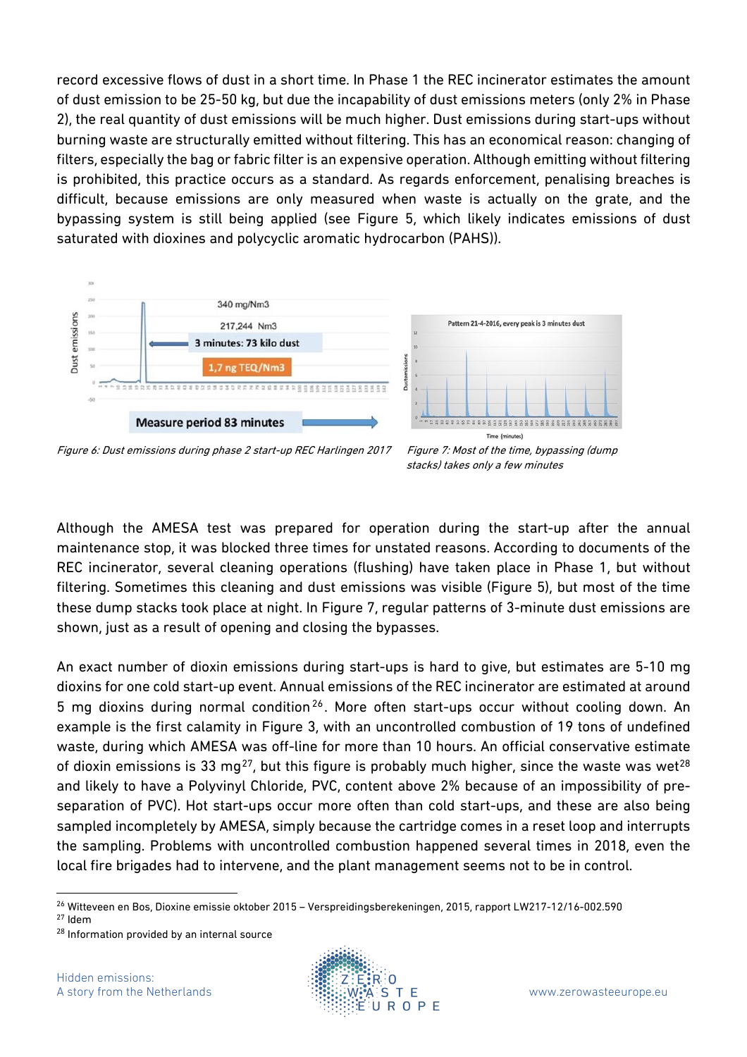record excessive flows of dust in a short time. In Phase 1 the REC incinerator estimates the amount of dust emission to be 25-50 kg, but due the incapability of dust emissions meters (only 2% in Phase 2), the real quantity of dust emissions will be much higher. Dust emissions during start-ups without burning waste are structurally emitted without filtering. This has an economical reason: changing of filters, especially the bag or fabric filter is an expensive operation. Although emitting without filtering is prohibited, this practice occurs as a standard. As regards enforcement, penalising breaches is difficult, because emissions are only measured when waste is actually on the grate, and the bypassing system is still being applied (see Figure 5, which likely indicates emissions of dust saturated with dioxines and polycyclic aromatic hydrocarbon (PAHS)).

*Figure 6: Dust emissions during phase 2 start-up REC Harlingen 2017*

*Figure 7: Most of the time, bypassing (dump stacks) takes only a few minutes*

Although the AMESA test was prepared for operation during the start-up after the annual maintenance stop, it was blocked three times for unstated reasons. According to documents of the REC incinerator, several cleaning operations (flushing) have taken place in Phase 1, but without filtering. Sometimes this cleaning and dust emissions was visible (Figure 5), but most of the time these dump stacks took place at night. In Figure 7, regular patterns of 3-minute dust emissions are shown, just as a result of opening and closing the bypasses.

An exact number of dioxin emissions during start-ups is hard to give, but estimates are 5-10 mg dioxins for one cold start-up event. Annual emissions of the REC incinerator are estimated at around 5 mg dioxins during normal condition[26]. More often start-ups occur without cooling down. An example is the first calamity in Figure 3, with an uncontrolled combustion of 19 tons of undefined waste, during which AMESA was off-line for more than 10 hours. An official conservative estimate of dioxin emissions is 33 mg[27], but this figure is probably much higher, since the waste was wet[28] and likely to have a Polyvinyl Chloride, PVC, content above 2% because of an impossibility of pre-separation of PVC). Hot start-ups occur more often than cold start-ups, and these are also being sampled incompletely by AMESA, simply because the cartridge comes in a reset loop and interrupts the sampling. Problems with uncontrolled combustion happened several times in 2018, even the local fire brigades had to intervene, and the plant management seems not to be in control.

[26] Witteveen en Bos, Dioxine emissie oktober 2015 – Verspreidingsberekeningen, 2015, rapport LW217-12/16-002.590

[27] Idem

[28] Information provided by an internal source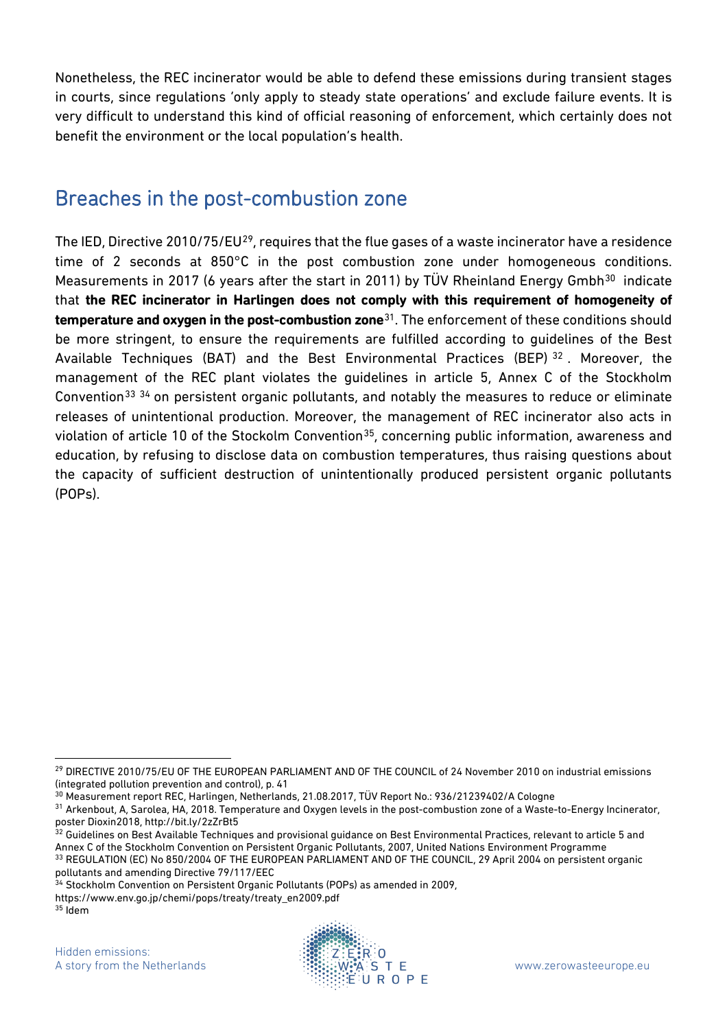Nonetheless, the REC incinerator would be able to defend these emissions during transient stages in courts, since regulations 'only apply to steady state operations' and exclude failure events. It is very difficult to understand this kind of official reasoning of enforcement, which certainly does not benefit the environment or the local population's health.

## Breaches in the post-combustion zone

The IED, Directive 2010/75/EU[29], requires that the flue gases of a waste incinerator have a residence time of 2 seconds at 850°C in the post combustion zone under homogeneous conditions. Measurements in 2017 (6 years after the start in 2011) by TÜV Rheinland Energy Gmbh[30] indicate that **the REC incinerator in Harlingen does not comply with this requirement of homogeneity of temperature and oxygen in the post-combustion zone**[31]. The enforcement of these conditions should be more stringent, to ensure the requirements are fulfilled according to guidelines of the Best Available Techniques (BAT) and the Best Environmental Practices (BEP)[32]. Moreover, the management of the REC plant violates the guidelines in article 5, Annex C of the Stockholm Convention[33][34] on persistent organic pollutants, and notably the measures to reduce or eliminate releases of unintentional production. Moreover, the management of REC incinerator also acts in violation of article 10 of the Stockolm Convention[35], concerning public information, awareness and education, by refusing to disclose data on combustion temperatures, thus raising questions about the capacity of sufficient destruction of unintentionally produced persistent organic pollutants (POPs).

---

[29] DIRECTIVE 2010/75/EU OF THE EUROPEAN PARLIAMENT AND OF THE COUNCIL of 24 November 2010 on industrial emissions (integrated pollution prevention and control), p. 41

[30] Measurement report REC, Harlingen, Netherlands, 21.08.2017, TÜV Report No.: 936/21239402/A Cologne

[31] Arkenbout, A, Sarolea, HA, 2018. Temperature and Oxygen levels in the post-combustion zone of a Waste-to-Energy Incinerator, poster Dioxin2018, http://bit.ly/2zZrBt5

[32] Guidelines on Best Available Techniques and provisional guidance on Best Environmental Practices, relevant to article 5 and Annex C of the Stockholm Convention on Persistent Organic Pollutants, 2007, United Nations Environment Programme

[33] REGULATION (EC) No 850/2004 OF THE EUROPEAN PARLIAMENT AND OF THE COUNCIL, 29 April 2004 on persistent organic pollutants and amending Directive 79/117/EEC

[34] Stockholm Convention on Persistent Organic Pollutants (POPs) as amended in 2009, https://www.env.go.jp/chemi/pops/treaty/treaty_en2009.pdf

[35] Idem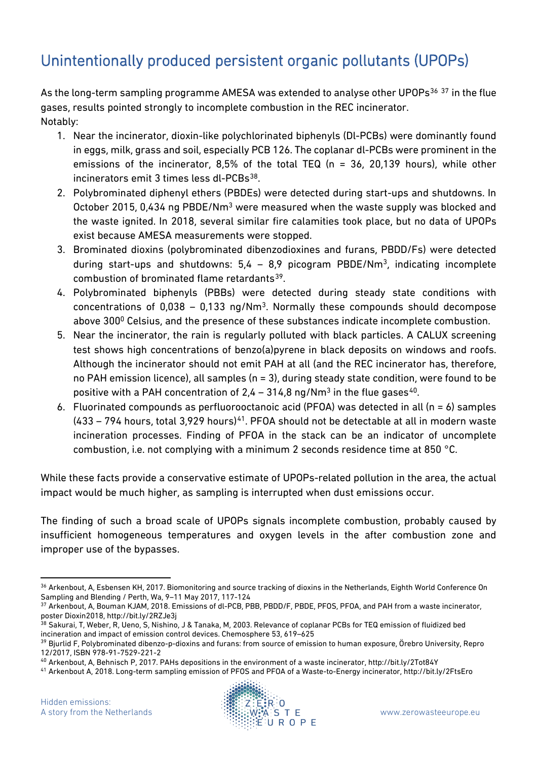# Unintentionally produced persistent organic pollutants (UPOPs)

As the long-term sampling programme AMESA was extended to analyse other UPOPs[36] [37] in the flue gases, results pointed strongly to incomplete combustion in the REC incinerator.
Notably:

1. Near the incinerator, dioxin-like polychlorinated biphenyls (Dl-PCBs) were dominantly found in eggs, milk, grass and soil, especially PCB 126. The coplanar dl-PCBs were prominent in the emissions of the incinerator, 8,5% of the total TEQ (n = 36, 20,139 hours), while other incinerators emit 3 times less dl-PCBs[38].
2. Polybrominated diphenyl ethers (PBDEs) were detected during start-ups and shutdowns. In October 2015, 0,434 ng PBDE/$Nm^3$ were measured when the waste supply was blocked and the waste ignited. In 2018, several similar fire calamities took place, but no data of UPOPs exist because AMESA measurements were stopped.
3. Brominated dioxins (polybrominated dibenzodioxines and furans, PBDD/Fs) were detected during start-ups and shutdowns: 5,4 – 8,9 picogram PBDE/$Nm^3$, indicating incomplete combustion of brominated flame retardants[39].
4. Polybrominated biphenyls (PBBs) were detected during steady state conditions with concentrations of 0,038 – 0,133 ng/$Nm^3$. Normally these compounds should decompose above $300^0$ Celsius, and the presence of these substances indicate incomplete combustion.
5. Near the incinerator, the rain is regularly polluted with black particles. A CALUX screening test shows high concentrations of benzo(a)pyrene in black deposits on windows and roofs. Although the incinerator should not emit PAH at all (and the REC incinerator has, therefore, no PAH emission licence), all samples (n = 3), during steady state condition, were found to be positive with a PAH concentration of 2,4 – 314,8 ng/$Nm^3$ in the flue gases[40].
6. Fluorinated compounds as perfluorooctanoic acid (PFOA) was detected in all (n = 6) samples (433 – 794 hours, total 3,929 hours)[41]. PFOA should not be detectable at all in modern waste incineration processes. Finding of PFOA in the stack can be an indicator of uncomplete combustion, i.e. not complying with a minimum 2 seconds residence time at 850 °C.

While these facts provide a conservative estimate of UPOPs-related pollution in the area, the actual impact would be much higher, as sampling is interrupted when dust emissions occur.

The finding of such a broad scale of UPOPs signals incomplete combustion, probably caused by insufficient homogeneous temperatures and oxygen levels in the after combustion zone and improper use of the bypasses.

---

[36] Arkenbout, A, Esbensen KH, 2017. Biomonitoring and source tracking of dioxins in the Netherlands, Eighth World Conference On Sampling and Blending / Perth, Wa, 9–11 May 2017, 117-124

[37] Arkenbout, A, Bouman KJAM, 2018. Emissions of dl-PCB, PBB, PBDD/F, PBDE, PFOS, PFOA, and PAH from a waste incinerator, poster Dioxin2018, http://bit.ly/2RZJe3j

[38] Sakurai, T, Weber, R, Ueno, S, Nishino, J & Tanaka, M, 2003. Relevance of coplanar PCBs for TEQ emission of fluidized bed incineration and impact of emission control devices. Chemosphere 53, 619–625

[39] Bjurlid F, Polybrominated dibenzo-p-dioxins and furans: from source of emission to human exposure, Örebro University, Repro 12/2017, ISBN 978-91-7529-221-2

[40] Arkenbout, A, Behnisch P, 2017. PAHs depositions in the environment of a waste incinerator, http://bit.ly/2Tot84Y

[41] Arkenbout A, 2018. Long-term sampling emission of PFOS and PFOA of a Waste-to-Energy incinerator, http://bit.ly/2FtsEro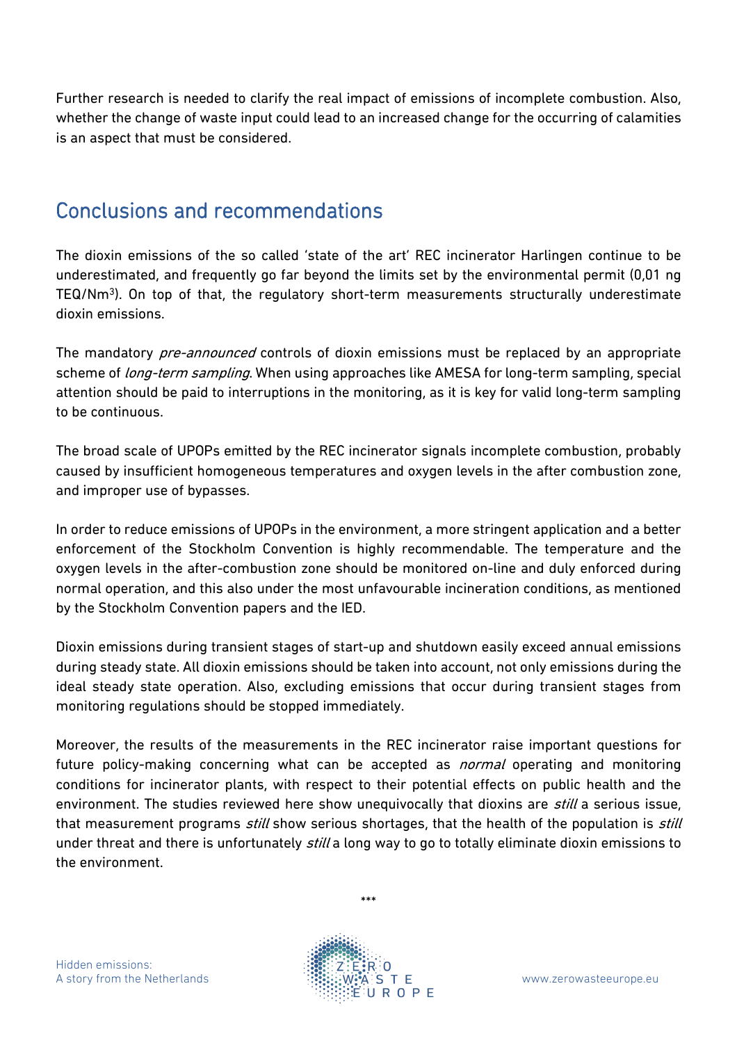Further research is needed to clarify the real impact of emissions of incomplete combustion. Also, whether the change of waste input could lead to an increased change for the occurring of calamities is an aspect that must be considered.

## Conclusions and recommendations

The dioxin emissions of the so called 'state of the art' REC incinerator Harlingen continue to be underestimated, and frequently go far beyond the limits set by the environmental permit (0,01 ng TEQ/Nm$^3$). On top of that, the regulatory short-term measurements structurally underestimate dioxin emissions.

The mandatory *pre-announced* controls of dioxin emissions must be replaced by an appropriate scheme of *long-term sampling*. When using approaches like AMESA for long-term sampling, special attention should be paid to interruptions in the monitoring, as it is key for valid long-term sampling to be continuous.

The broad scale of UPOPs emitted by the REC incinerator signals incomplete combustion, probably caused by insufficient homogeneous temperatures and oxygen levels in the after combustion zone, and improper use of bypasses.

In order to reduce emissions of UPOPs in the environment, a more stringent application and a better enforcement of the Stockholm Convention is highly recommendable. The temperature and the oxygen levels in the after-combustion zone should be monitored on-line and duly enforced during normal operation, and this also under the most unfavourable incineration conditions, as mentioned by the Stockholm Convention papers and the IED.

Dioxin emissions during transient stages of start-up and shutdown easily exceed annual emissions during steady state. All dioxin emissions should be taken into account, not only emissions during the ideal steady state operation. Also, excluding emissions that occur during transient stages from monitoring regulations should be stopped immediately.

Moreover, the results of the measurements in the REC incinerator raise important questions for future policy-making concerning what can be accepted as *normal* operating and monitoring conditions for incinerator plants, with respect to their potential effects on public health and the environment. The studies reviewed here show unequivocally that dioxins are *still* a serious issue, that measurement programs *still* show serious shortages, that the health of the population is *still* under threat and there is unfortunately *still* a long way to go to totally eliminate dioxin emissions to the environment.

***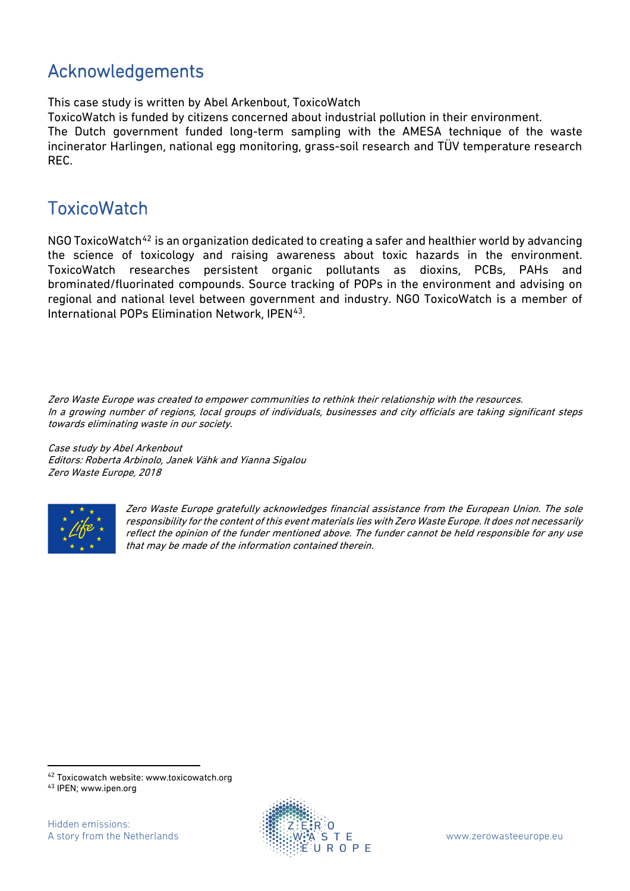## Acknowledgements

This case study is written by Abel Arkenbout, ToxicoWatch
ToxicoWatch is funded by citizens concerned about industrial pollution in their environment.
The Dutch government funded long-term sampling with the AMESA technique of the waste incinerator Harlingen, national egg monitoring, grass-soil research and TÜV temperature research REC.

## ToxicoWatch

NGO ToxicoWatch[42] is an organization dedicated to creating a safer and healthier world by advancing the science of toxicology and raising awareness about toxic hazards in the environment. ToxicoWatch researches persistent organic pollutants as dioxins, PCBs, PAHs and brominated/fluorinated compounds. Source tracking of POPs in the environment and advising on regional and national level between government and industry. NGO ToxicoWatch is a member of International POPs Elimination Network, IPEN[43].

*Zero Waste Europe was created to empower communities to rethink their relationship with the resources.*
*In a growing number of regions, local groups of individuals, businesses and city officials are taking significant steps towards eliminating waste in our society.*

*Case study by Abel Arkenbout*
*Editors: Roberta Arbinolo, Janek Vähk and Yianna Sigalou*
*Zero Waste Europe, 2018*

*Zero Waste Europe gratefully acknowledges financial assistance from the European Union. The sole responsibility for the content of this event materials lies with Zero Waste Europe. It does not necessarily reflect the opinion of the funder mentioned above. The funder cannot be held responsible for any use that may be made of the information contained therein.*

[42] Toxicowatch website: www.toxicowatch.org
[43] IPEN; www.ipen.org